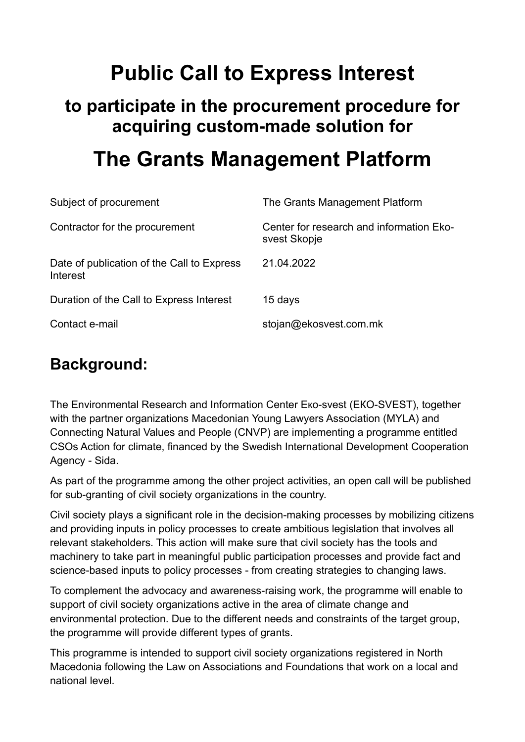# Public Call to Express Interest

## to participate in the procurement procedure for acquiring custom-made solution for

# The Grants Management Platform

| | |
|---|---|
| Subject of procurement | The Grants Management Platform |
| Contractor for the procurement | Center for research and information Eko-svest Skopje |
| Date of publication of the Call to Express Interest | 21.04.2022 |
| Duration of the Call to Express Interest | 15 days |
| Contact e-mail | stojan@ekosvest.com.mk |

## Background:

The Environmental Research and Information Center Еко-svest (ЕКО-SVEST), together with the partner organizations Macedonian Young Lawyers Association (MYLA) and Connecting Natural Values and People (CNVP) are implementing a programme entitled CSOs Action for climate, financed by the Swedish International Development Cooperation Agency - Sida.

As part of the programme among the other project activities, an open call will be published for sub-granting of civil society organizations in the country.

Civil society plays a significant role in the decision-making processes by mobilizing citizens and providing inputs in policy processes to create ambitious legislation that involves all relevant stakeholders. This action will make sure that civil society has the tools and machinery to take part in meaningful public participation processes and provide fact and science-based inputs to policy processes - from creating strategies to changing laws.

To complement the advocacy and awareness-raising work, the programme will enable to support of civil society organizations active in the area of climate change and environmental protection. Due to the different needs and constraints of the target group, the programme will provide different types of grants.

This programme is intended to support civil society organizations registered in North Macedonia following the Law on Associations and Foundations that work on a local and national level.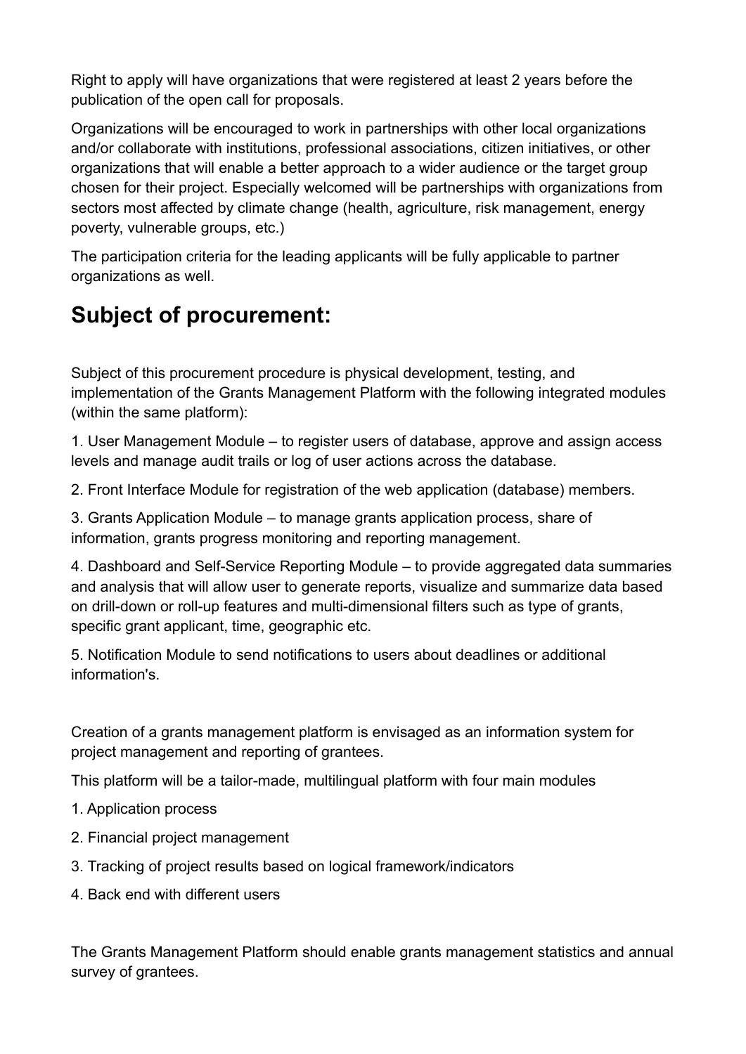Right to apply will have organizations that were registered at least 2 years before the publication of the open call for proposals.

Organizations will be encouraged to work in partnerships with other local organizations and/or collaborate with institutions, professional associations, citizen initiatives, or other organizations that will enable a better approach to a wider audience or the target group chosen for their project. Especially welcomed will be partnerships with organizations from sectors most affected by climate change (health, agriculture, risk management, energy poverty, vulnerable groups, etc.)

The participation criteria for the leading applicants will be fully applicable to partner organizations as well.

## Subject of procurement:

Subject of this procurement procedure is physical development, testing, and implementation of the Grants Management Platform with the following integrated modules (within the same platform):

1. User Management Module – to register users of database, approve and assign access levels and manage audit trails or log of user actions across the database.
2. Front Interface Module for registration of the web application (database) members.
3. Grants Application Module – to manage grants application process, share of information, grants progress monitoring and reporting management.
4. Dashboard and Self-Service Reporting Module – to provide aggregated data summaries and analysis that will allow user to generate reports, visualize and summarize data based on drill-down or roll-up features and multi-dimensional filters such as type of grants, specific grant applicant, time, geographic etc.
5. Notification Module to send notifications to users about deadlines or additional information's.

Creation of a grants management platform is envisaged as an information system for project management and reporting of grantees.

This platform will be a tailor-made, multilingual platform with four main modules

1. Application process
2. Financial project management
3. Tracking of project results based on logical framework/indicators
4. Back end with different users

The Grants Management Platform should enable grants management statistics and annual survey of grantees.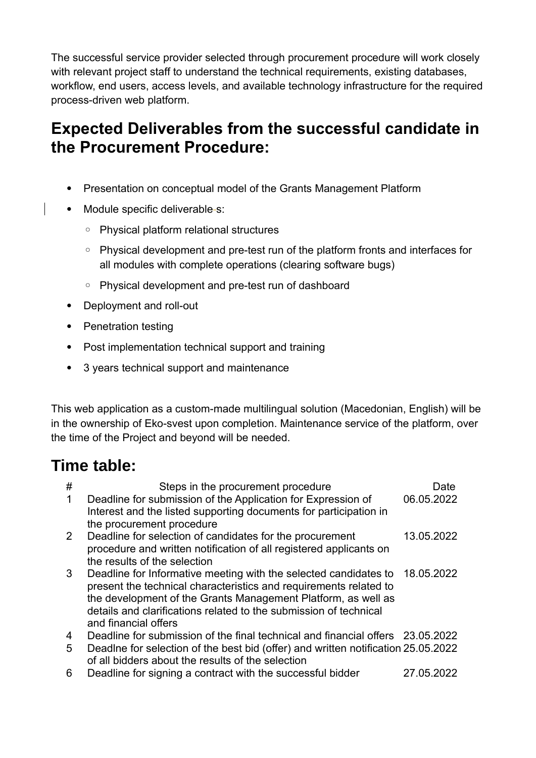The successful service provider selected through procurement procedure will work closely with relevant project staff to understand the technical requirements, existing databases, workflow, end users, access levels, and available technology infrastructure for the required process-driven web platform.

## Expected Deliverables from the successful candidate in the Procurement Procedure:

- Presentation on conceptual model of the Grants Management Platform
- Module specific deliverables:
  - Physical platform relational structures
  - Physical development and pre-test run of the platform fronts and interfaces for all modules with complete operations (clearing software bugs)
  - Physical development and pre-test run of dashboard
- Deployment and roll-out
- Penetration testing
- Post implementation technical support and training
- 3 years technical support and maintenance

This web application as a custom-made multilingual solution (Macedonian, English) will be in the ownership of Eko-svest upon completion. Maintenance service of the platform, over the time of the Project and beyond will be needed.

## Time table:

| # | Steps in the procurement procedure | Date |
|---|---|---|
| 1 | Deadline for submission of the Application for Expression of Interest and the listed supporting documents for participation in the procurement procedure | 06.05.2022 |
| 2 | Deadline for selection of candidates for the procurement procedure and written notification of all registered applicants on the results of the selection | 13.05.2022 |
| 3 | Deadline for Informative meeting with the selected candidates to present the technical characteristics and requirements related to the development of the Grants Management Platform, as well as details and clarifications related to the submission of technical and financial offers | 18.05.2022 |
| 4 | Deadline for submission of the final technical and financial offers | 23.05.2022 |
| 5 | Deadlne for selection of the best bid (offer) and written notification of all bidders about the results of the selection | 25.05.2022 |
| 6 | Deadline for signing a contract with the successful bidder | 27.05.2022 |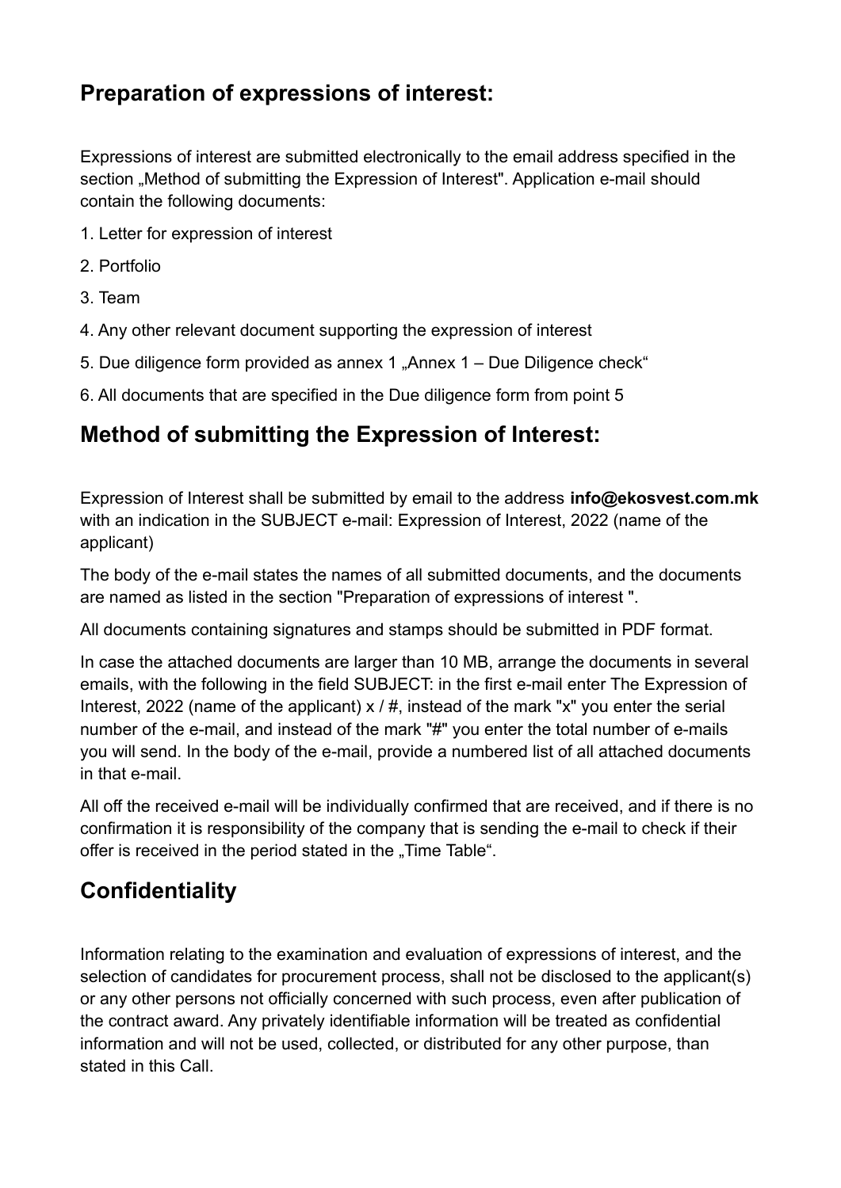## Preparation of expressions of interest:

Expressions of interest are submitted electronically to the email address specified in the section „Method of submitting the Expression of Interest". Application e-mail should contain the following documents:

1. Letter for expression of interest
2. Portfolio
3. Team
4. Any other relevant document supporting the expression of interest
5. Due diligence form provided as annex 1 „Annex 1 – Due Diligence check“
6. All documents that are specified in the Due diligence form from point 5

## Method of submitting the Expression of Interest:

Expression of Interest shall be submitted by email to the address **info@ekosvest.com.mk** with an indication in the SUBJECT e-mail: Expression of Interest, 2022 (name of the applicant)

The body of the e-mail states the names of all submitted documents, and the documents are named as listed in the section "Preparation of expressions of interest ".

All documents containing signatures and stamps should be submitted in PDF format.

In case the attached documents are larger than 10 MB, arrange the documents in several emails, with the following in the field SUBJECT: in the first e-mail enter The Expression of Interest, 2022 (name of the applicant) x / #, instead of the mark "x" you enter the serial number of the e-mail, and instead of the mark "#" you enter the total number of e-mails you will send. In the body of the e-mail, provide a numbered list of all attached documents in that e-mail.

All off the received e-mail will be individually confirmed that are received, and if there is no confirmation it is responsibility of the company that is sending the e-mail to check if their offer is received in the period stated in the „Time Table“.

## Confidentiality

Information relating to the examination and evaluation of expressions of interest, and the selection of candidates for procurement process, shall not be disclosed to the applicant(s) or any other persons not officially concerned with such process, even after publication of the contract award. Any privately identifiable information will be treated as confidential information and will not be used, collected, or distributed for any other purpose, than stated in this Call.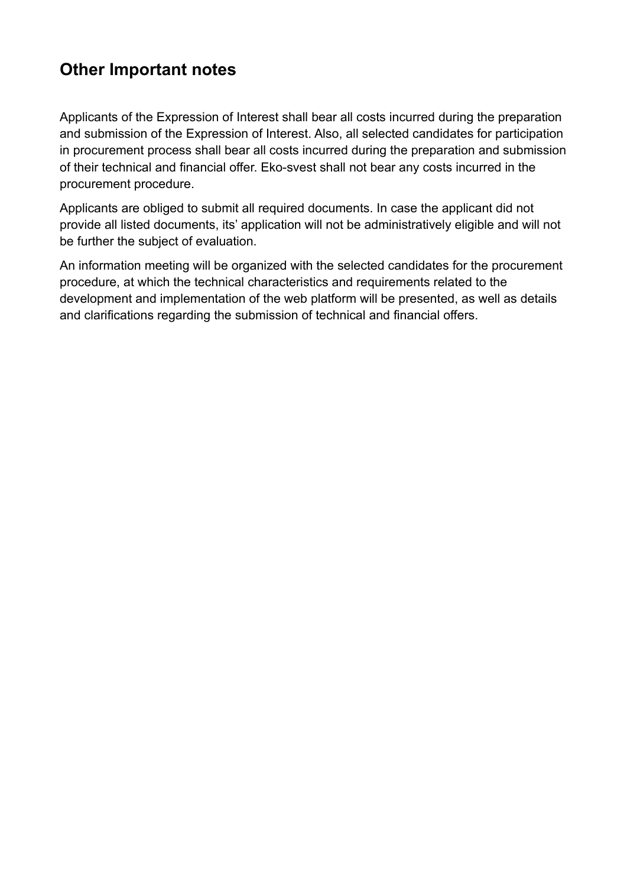## Other Important notes

Applicants of the Expression of Interest shall bear all costs incurred during the preparation and submission of the Expression of Interest. Also, all selected candidates for participation in procurement process shall bear all costs incurred during the preparation and submission of their technical and financial offer. Eko-svest shall not bear any costs incurred in the procurement procedure.

Applicants are obliged to submit all required documents. In case the applicant did not provide all listed documents, its' application will not be administratively eligible and will not be further the subject of evaluation.

An information meeting will be organized with the selected candidates for the procurement procedure, at which the technical characteristics and requirements related to the development and implementation of the web platform will be presented, as well as details and clarifications regarding the submission of technical and financial offers.